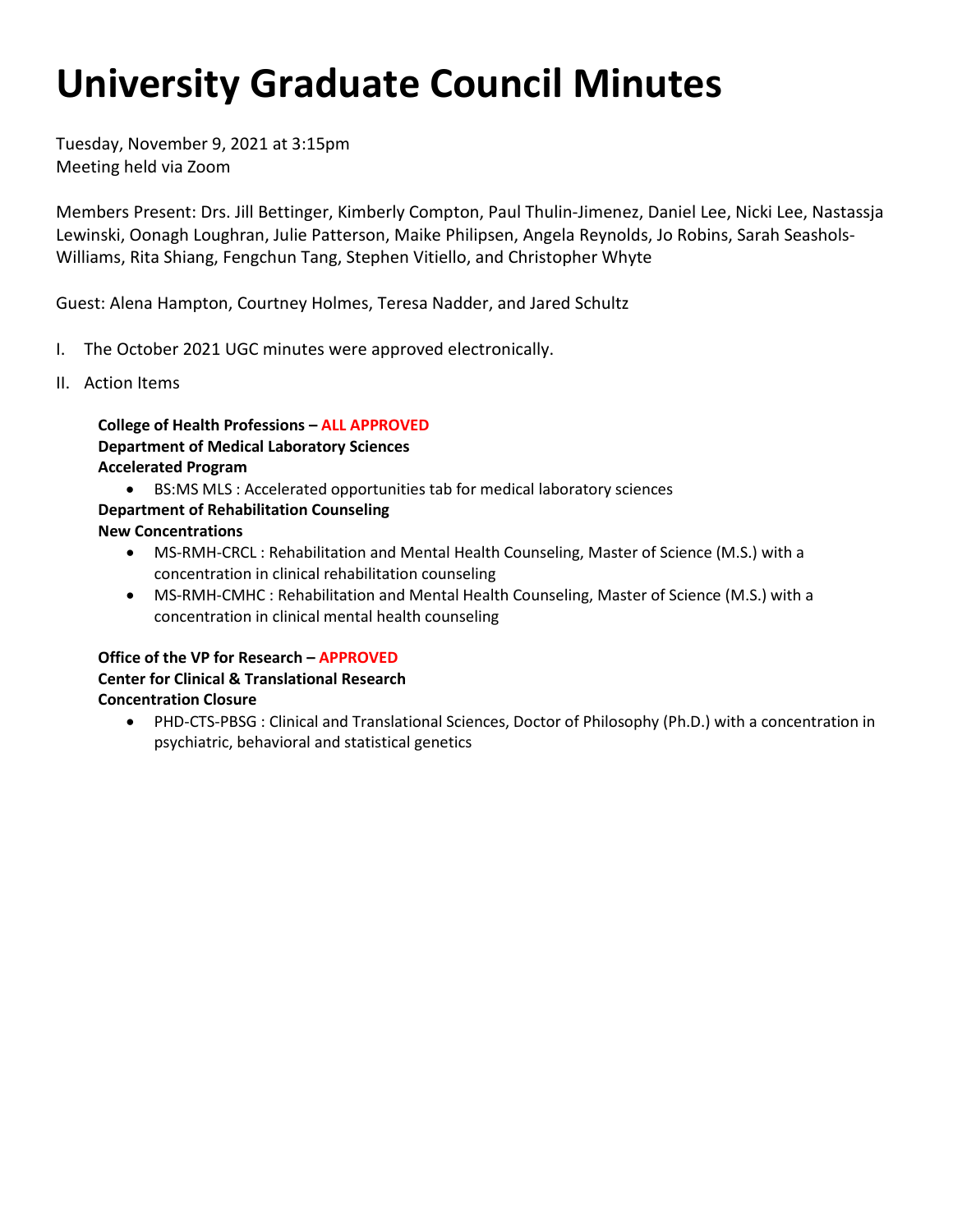# University Graduate Council Minutes

Tuesday, November 9, 2021 at 3:15pm
Meeting held via Zoom

Members Present: Drs. Jill Bettinger, Kimberly Compton, Paul Thulin-Jimenez, Daniel Lee, Nicki Lee, Nastassja Lewinski, Oonagh Loughran, Julie Patterson, Maike Philipsen, Angela Reynolds, Jo Robins, Sarah Seashols-Williams, Rita Shiang, Fengchun Tang, Stephen Vitiello, and Christopher Whyte

Guest: Alena Hampton, Courtney Holmes, Teresa Nadder, and Jared Schultz

I. The October 2021 UGC minutes were approved electronically.

II. Action Items

**College of Health Professions – ALL APPROVED**
**Department of Medical Laboratory Sciences**
**Accelerated Program**

- BS:MS MLS : Accelerated opportunities tab for medical laboratory sciences

**Department of Rehabilitation Counseling**
**New Concentrations**

- MS-RMH-CRCL : Rehabilitation and Mental Health Counseling, Master of Science (M.S.) with a concentration in clinical rehabilitation counseling
- MS-RMH-CMHC : Rehabilitation and Mental Health Counseling, Master of Science (M.S.) with a concentration in clinical mental health counseling

**Office of the VP for Research – APPROVED**
**Center for Clinical & Translational Research**
**Concentration Closure**

- PHD-CTS-PBSG : Clinical and Translational Sciences, Doctor of Philosophy (Ph.D.) with a concentration in psychiatric, behavioral and statistical genetics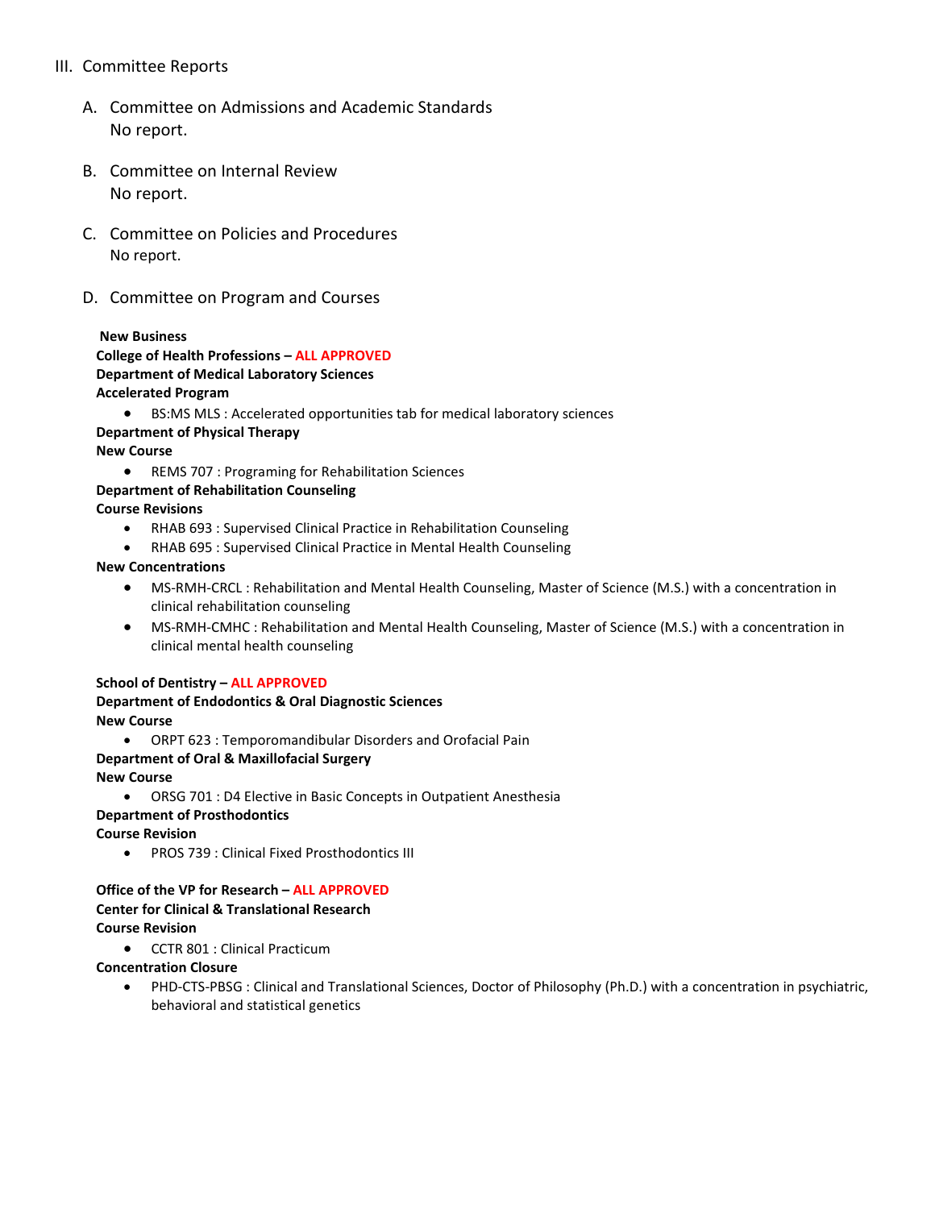## III. Committee Reports

### A. Committee on Admissions and Academic Standards

No report.

### B. Committee on Internal Review

No report.

### C. Committee on Policies and Procedures

No report.

### D. Committee on Program and Courses

**New Business**

**College of Health Professions – ALL APPROVED**

**Department of Medical Laboratory Sciences**

**Accelerated Program**

- BS:MS MLS : Accelerated opportunities tab for medical laboratory sciences

**Department of Physical Therapy**

**New Course**

- REMS 707 : Programing for Rehabilitation Sciences

**Department of Rehabilitation Counseling**

**Course Revisions**

- RHAB 693 : Supervised Clinical Practice in Rehabilitation Counseling
- RHAB 695 : Supervised Clinical Practice in Mental Health Counseling

**New Concentrations**

- MS-RMH-CRCL : Rehabilitation and Mental Health Counseling, Master of Science (M.S.) with a concentration in clinical rehabilitation counseling
- MS-RMH-CMHC : Rehabilitation and Mental Health Counseling, Master of Science (M.S.) with a concentration in clinical mental health counseling

**School of Dentistry – ALL APPROVED**

**Department of Endodontics & Oral Diagnostic Sciences**

**New Course**

- ORPT 623 : Temporomandibular Disorders and Orofacial Pain

**Department of Oral & Maxillofacial Surgery**

**New Course**

- ORSG 701 : D4 Elective in Basic Concepts in Outpatient Anesthesia

**Department of Prosthodontics**

**Course Revision**

- PROS 739 : Clinical Fixed Prosthodontics III

**Office of the VP for Research – ALL APPROVED**

**Center for Clinical & Translational Research**

**Course Revision**

- CCTR 801 : Clinical Practicum

**Concentration Closure**

- PHD-CTS-PBSG : Clinical and Translational Sciences, Doctor of Philosophy (Ph.D.) with a concentration in psychiatric, behavioral and statistical genetics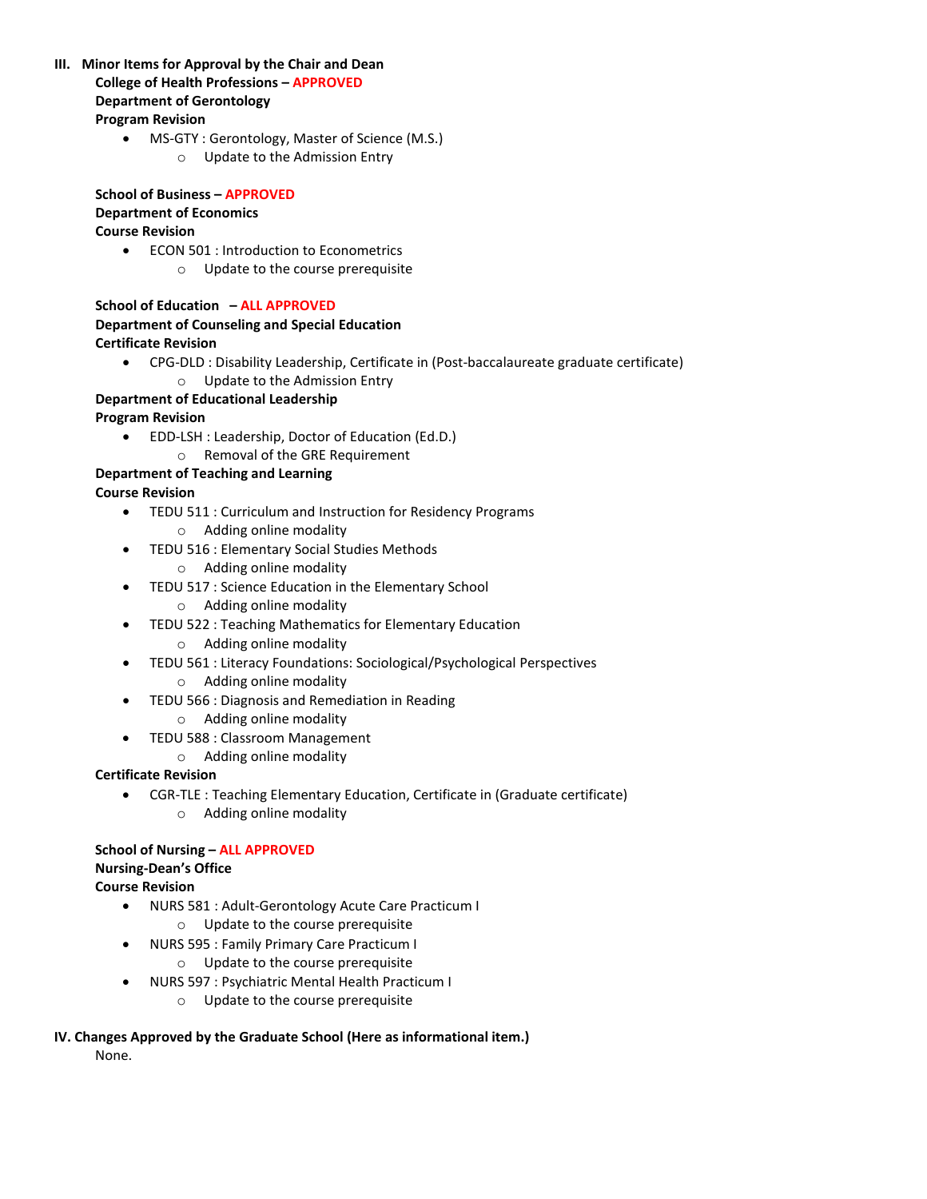## III. Minor Items for Approval by the Chair and Dean

**College of Health Professions – APPROVED**
**Department of Gerontology**
**Program Revision**

- MS-GTY : Gerontology, Master of Science (M.S.)
  - Update to the Admission Entry

**School of Business – APPROVED**
**Department of Economics**
**Course Revision**

- ECON 501 : Introduction to Econometrics
  - Update to the course prerequisite

**School of Education – ALL APPROVED**
**Department of Counseling and Special Education**
**Certificate Revision**

- CPG-DLD : Disability Leadership, Certificate in (Post-baccalaureate graduate certificate)
  - Update to the Admission Entry

**Department of Educational Leadership**
**Program Revision**

- EDD-LSH : Leadership, Doctor of Education (Ed.D.)
  - Removal of the GRE Requirement

**Department of Teaching and Learning**
**Course Revision**

- TEDU 511 : Curriculum and Instruction for Residency Programs
  - Adding online modality
- TEDU 516 : Elementary Social Studies Methods
  - Adding online modality
- TEDU 517 : Science Education in the Elementary School
  - Adding online modality
- TEDU 522 : Teaching Mathematics for Elementary Education
  - Adding online modality
- TEDU 561 : Literacy Foundations: Sociological/Psychological Perspectives
  - Adding online modality
- TEDU 566 : Diagnosis and Remediation in Reading
  - Adding online modality
- TEDU 588 : Classroom Management
  - Adding online modality

**Certificate Revision**

- CGR-TLE : Teaching Elementary Education, Certificate in (Graduate certificate)
  - Adding online modality

**School of Nursing – ALL APPROVED**
**Nursing-Dean's Office**
**Course Revision**

- NURS 581 : Adult-Gerontology Acute Care Practicum I
  - Update to the course prerequisite
- NURS 595 : Family Primary Care Practicum I
  - Update to the course prerequisite
- NURS 597 : Psychiatric Mental Health Practicum I
  - Update to the course prerequisite

## IV. Changes Approved by the Graduate School (Here as informational item.)

None.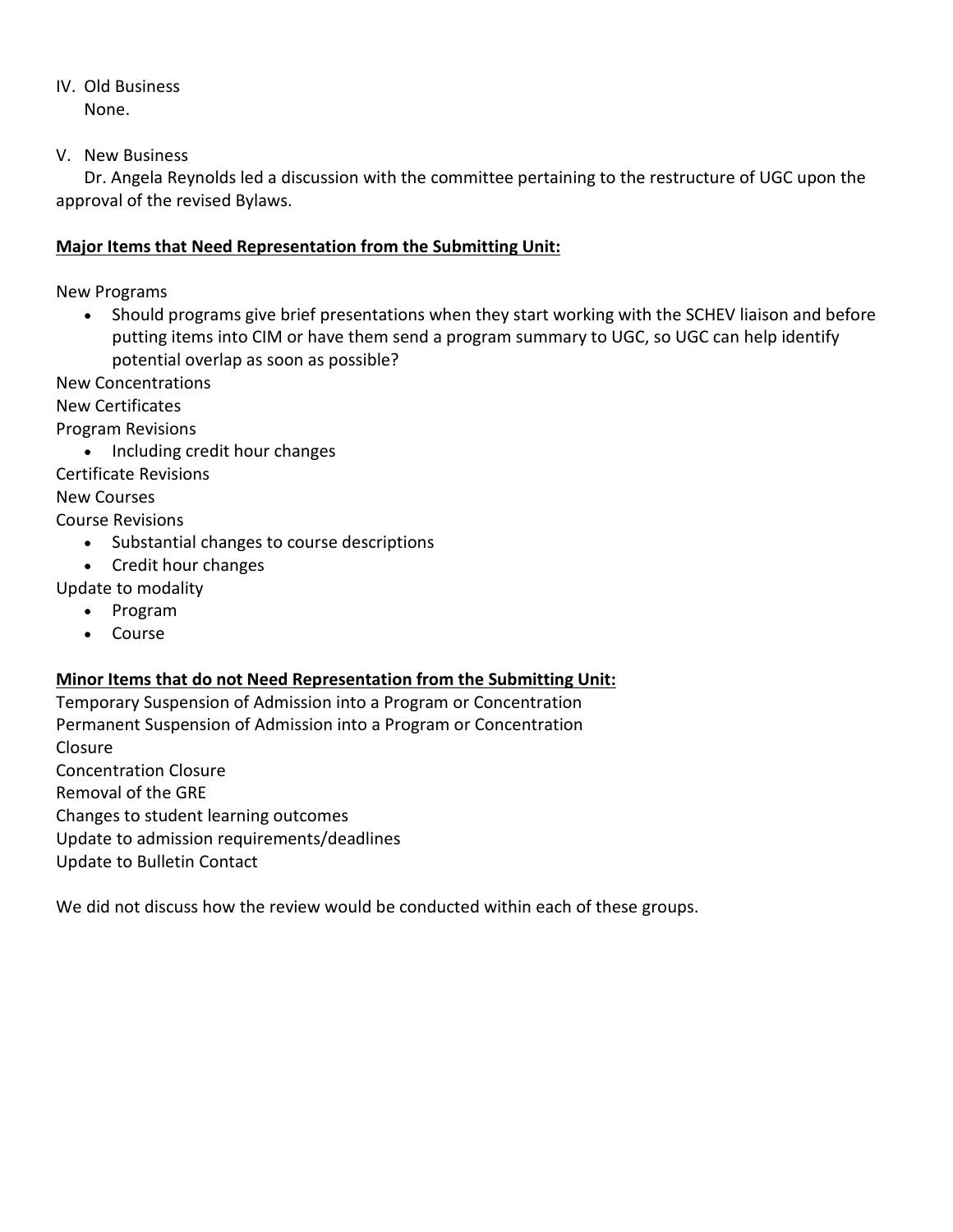IV. Old Business

None.

V. New Business

Dr. Angela Reynolds led a discussion with the committee pertaining to the restructure of UGC upon the approval of the revised Bylaws.

**Major Items that Need Representation from the Submitting Unit:**

New Programs

- Should programs give brief presentations when they start working with the SCHEV liaison and before putting items into CIM or have them send a program summary to UGC, so UGC can help identify potential overlap as soon as possible?

New Concentrations

New Certificates

Program Revisions

- Including credit hour changes

Certificate Revisions

New Courses

Course Revisions

- Substantial changes to course descriptions
- Credit hour changes

Update to modality

- Program
- Course

**Minor Items that do not Need Representation from the Submitting Unit:**

Temporary Suspension of Admission into a Program or Concentration

Permanent Suspension of Admission into a Program or Concentration

Closure

Concentration Closure

Removal of the GRE

Changes to student learning outcomes

Update to admission requirements/deadlines

Update to Bulletin Contact

We did not discuss how the review would be conducted within each of these groups.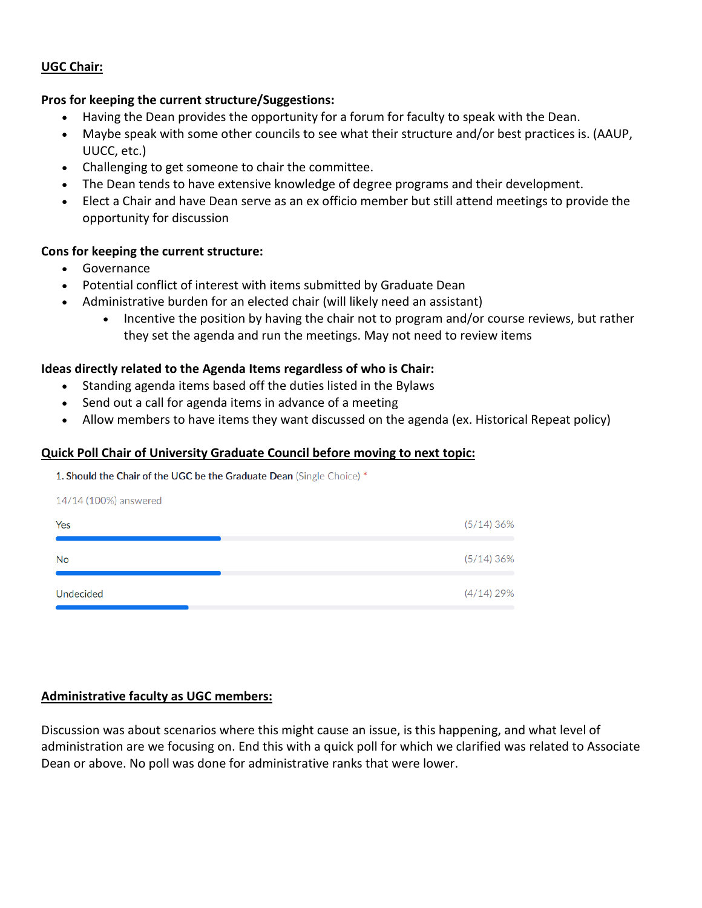**UGC Chair:**

**Pros for keeping the current structure/Suggestions:**

- Having the Dean provides the opportunity for a forum for faculty to speak with the Dean.
- Maybe speak with some other councils to see what their structure and/or best practices is. (AAUP, UUCC, etc.)
- Challenging to get someone to chair the committee.
- The Dean tends to have extensive knowledge of degree programs and their development.
- Elect a Chair and have Dean serve as an ex officio member but still attend meetings to provide the opportunity for discussion

**Cons for keeping the current structure:**

- Governance
- Potential conflict of interest with items submitted by Graduate Dean
- Administrative burden for an elected chair (will likely need an assistant)
    - Incentive the position by having the chair not to program and/or course reviews, but rather they set the agenda and run the meetings. May not need to review items

**Ideas directly related to the Agenda Items regardless of who is Chair:**

- Standing agenda items based off the duties listed in the Bylaws
- Send out a call for agenda items in advance of a meeting
- Allow members to have items they want discussed on the agenda (ex. Historical Repeat policy)

**Quick Poll Chair of University Graduate Council before moving to next topic:**

1. Should the Chair of the UGC be the Graduate Dean (Single Choice) *

14/14 (100%) answered

| Response | Votes |
|---|---|
| Yes | (5/14) 36% |
| No | (5/14) 36% |
| Undecided | (4/14) 29% |

**Administrative faculty as UGC members:**

Discussion was about scenarios where this might cause an issue, is this happening, and what level of administration are we focusing on. End this with a quick poll for which we clarified was related to Associate Dean or above. No poll was done for administrative ranks that were lower.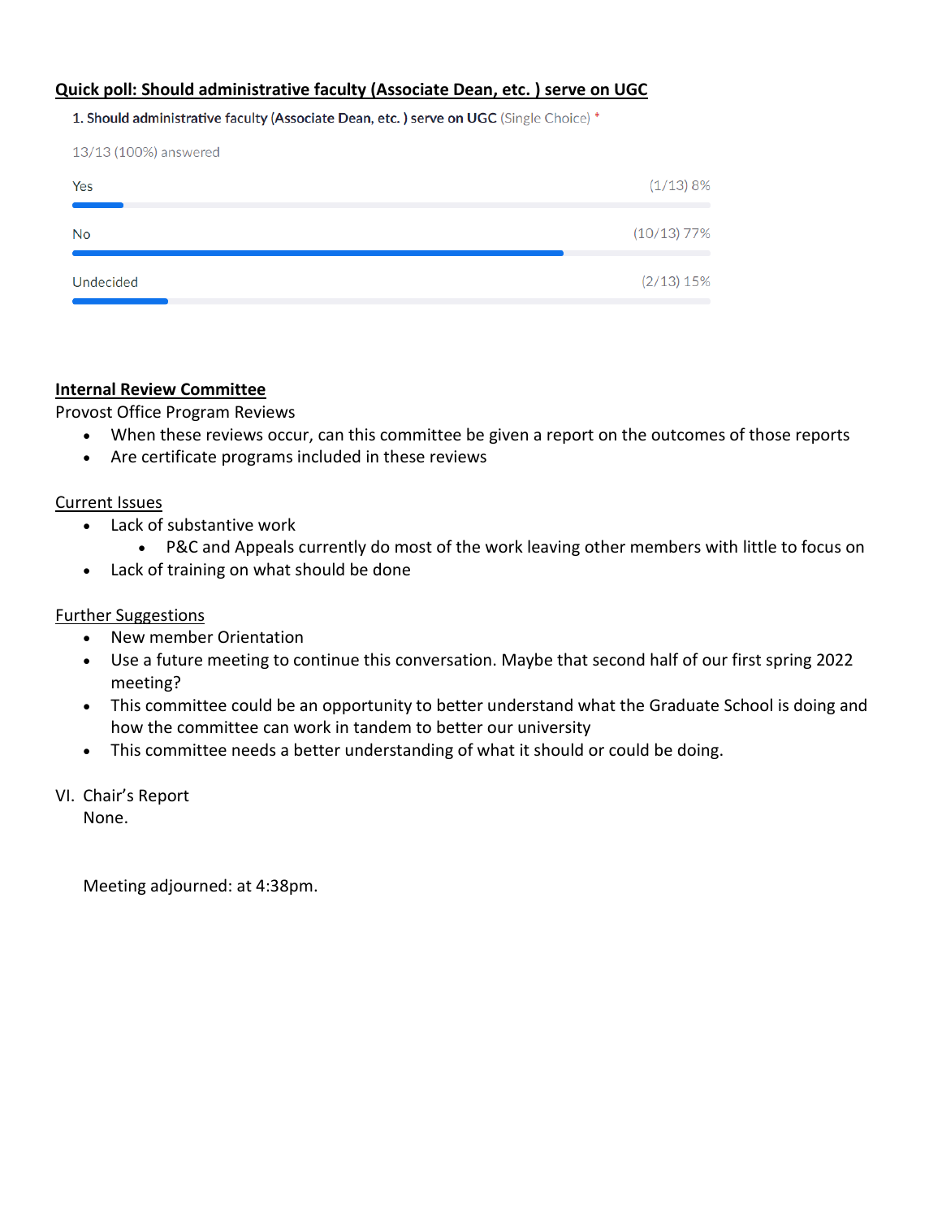**Quick poll: Should administrative faculty (Associate Dean, etc. ) serve on UGC**

1. Should administrative faculty (Associate Dean, etc. ) serve on UGC (Single Choice) *

13/13 (100%) answered

Yes (1/13) 8%

No (10/13) 77%

Undecided (2/13) 15%

**Internal Review Committee**

Provost Office Program Reviews

- When these reviews occur, can this committee be given a report on the outcomes of those reports
- Are certificate programs included in these reviews

Current Issues

- Lack of substantive work
  - P&C and Appeals currently do most of the work leaving other members with little to focus on
- Lack of training on what should be done

Further Suggestions

- New member Orientation
- Use a future meeting to continue this conversation. Maybe that second half of our first spring 2022 meeting?
- This committee could be an opportunity to better understand what the Graduate School is doing and how the committee can work in tandem to better our university
- This committee needs a better understanding of what it should or could be doing.

VI. Chair's Report

None.

Meeting adjourned: at 4:38pm.